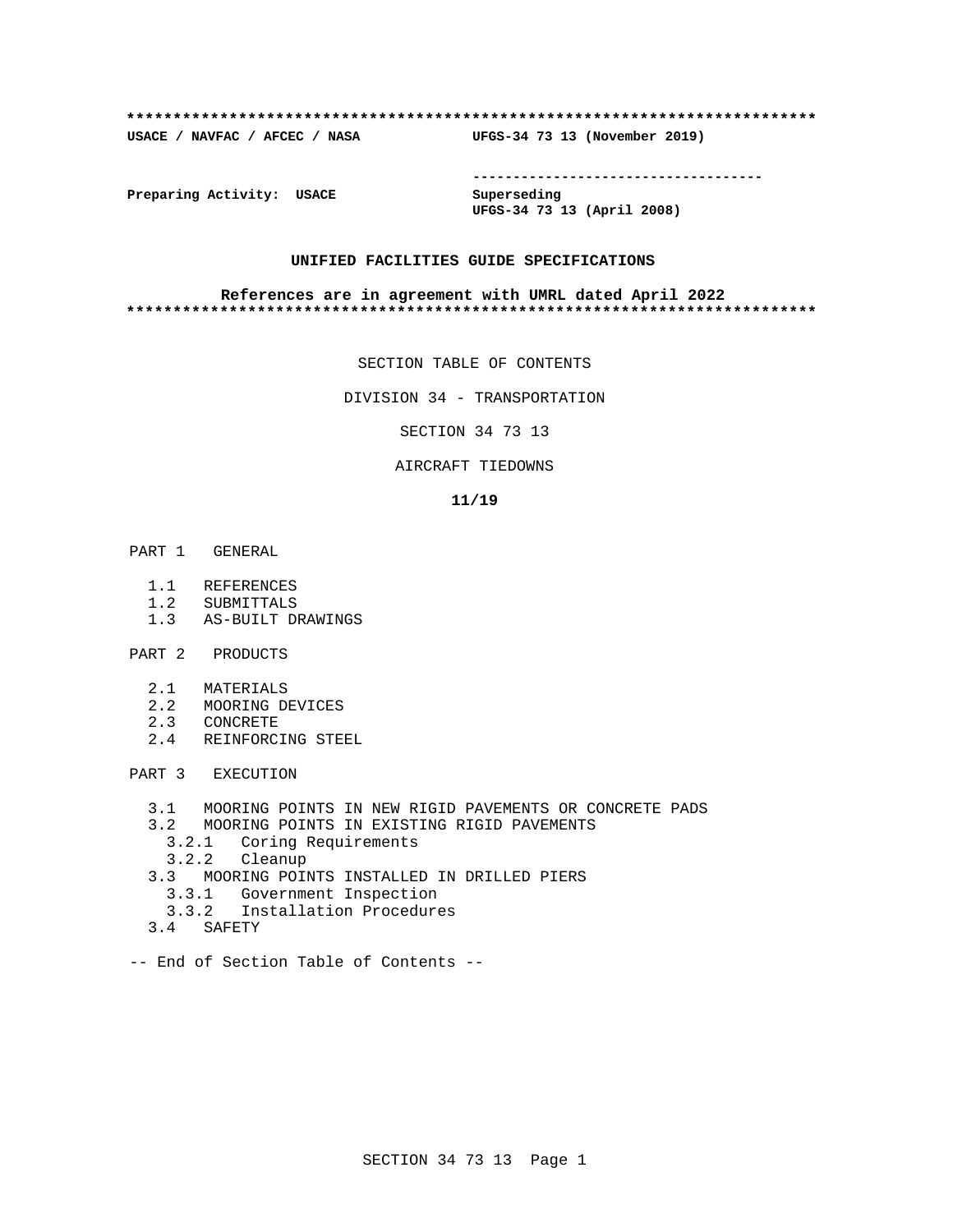**************************************************************************

**USACE / NAVFAC / AFCEC / NASA** **UFGS-34 73 13 (November 2019)**

-----------------------------------

**Preparing Activity: USACE** **Superseding**
**UFGS-34 73 13 (April 2008)**

**UNIFIED FACILITIES GUIDE SPECIFICATIONS**

**References are in agreement with UMRL dated April 2022**

**************************************************************************

SECTION TABLE OF CONTENTS

DIVISION 34 - TRANSPORTATION

SECTION 34 73 13

AIRCRAFT TIEDOWNS

**11/19**

PART 1 GENERAL

- 1.1 REFERENCES
- 1.2 SUBMITTALS
- 1.3 AS-BUILT DRAWINGS

PART 2 PRODUCTS

- 2.1 MATERIALS
- 2.2 MOORING DEVICES
- 2.3 CONCRETE
- 2.4 REINFORCING STEEL

PART 3 EXECUTION

- 3.1 MOORING POINTS IN NEW RIGID PAVEMENTS OR CONCRETE PADS
- 3.2 MOORING POINTS IN EXISTING RIGID PAVEMENTS
  - 3.2.1 Coring Requirements
  - 3.2.2 Cleanup
- 3.3 MOORING POINTS INSTALLED IN DRILLED PIERS
  - 3.3.1 Government Inspection
  - 3.3.2 Installation Procedures
- 3.4 SAFETY

-- End of Section Table of Contents --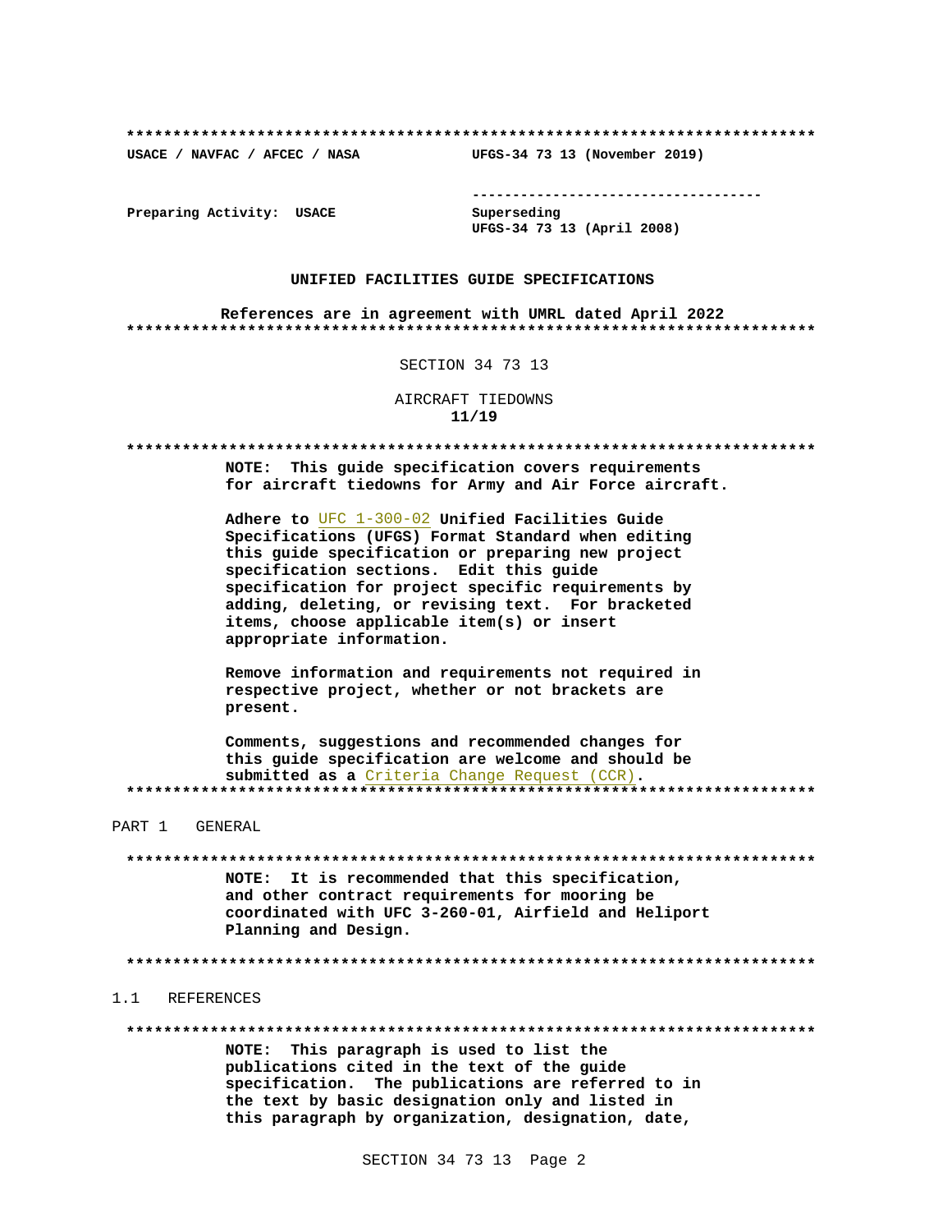**************************************************************************

USACE / NAVFAC / AFCEC / NASA UFGS-34 73 13 (November 2019)

-----------------------------------

Preparing Activity: USACE

Superseding
UFGS-34 73 13 (April 2008)

**UNIFIED FACILITIES GUIDE SPECIFICATIONS**

**References are in agreement with UMRL dated April 2022**

**************************************************************************

SECTION 34 73 13

AIRCRAFT TIEDOWNS
**11/19**

**************************************************************************

**NOTE: This guide specification covers requirements for aircraft tiedowns for Army and Air Force aircraft.**

**Adhere to** UFC 1-300-02 **Unified Facilities Guide Specifications (UFGS) Format Standard when editing this guide specification or preparing new project specification sections. Edit this guide specification for project specific requirements by adding, deleting, or revising text. For bracketed items, choose applicable item(s) or insert appropriate information.**

**Remove information and requirements not required in respective project, whether or not brackets are present.**

**Comments, suggestions and recommended changes for this guide specification are welcome and should be submitted as a** Criteria Change Request (CCR)**.**

**************************************************************************

## PART 1 GENERAL

**************************************************************************

**NOTE: It is recommended that this specification, and other contract requirements for mooring be coordinated with UFC 3-260-01, Airfield and Heliport Planning and Design.**

**************************************************************************

### 1.1 REFERENCES

**************************************************************************

**NOTE: This paragraph is used to list the publications cited in the text of the guide specification. The publications are referred to in the text by basic designation only and listed in this paragraph by organization, designation, date,**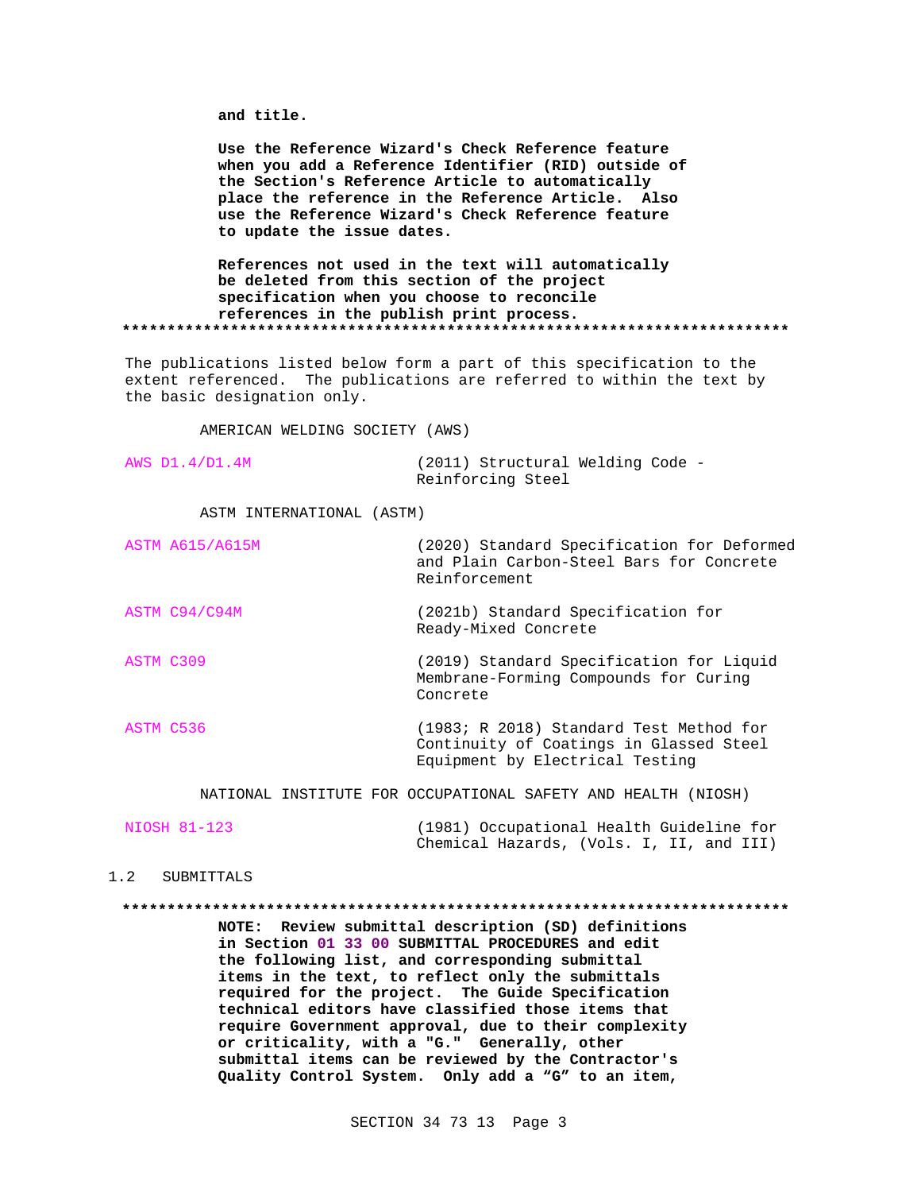**and title.**

**Use the Reference Wizard's Check Reference feature when you add a Reference Identifier (RID) outside of the Section's Reference Article to automatically place the reference in the Reference Article. Also use the Reference Wizard's Check Reference feature to update the issue dates.**

**References not used in the text will automatically be deleted from this section of the project specification when you choose to reconcile references in the publish print process.**

**************************************************************************

The publications listed below form a part of this specification to the extent referenced. The publications are referred to within the text by the basic designation only.

AMERICAN WELDING SOCIETY (AWS)

| | |
|---|---|
| AWS D1.4/D1.4M | (2011) Structural Welding Code - Reinforcing Steel |

ASTM INTERNATIONAL (ASTM)

| | |
|---|---|
| ASTM A615/A615M | (2020) Standard Specification for Deformed and Plain Carbon-Steel Bars for Concrete Reinforcement |
| ASTM C94/C94M | (2021b) Standard Specification for Ready-Mixed Concrete |
| ASTM C309 | (2019) Standard Specification for Liquid Membrane-Forming Compounds for Curing Concrete |
| ASTM C536 | (1983; R 2018) Standard Test Method for Continuity of Coatings in Glassed Steel Equipment by Electrical Testing |

NATIONAL INSTITUTE FOR OCCUPATIONAL SAFETY AND HEALTH (NIOSH)

| | |
|---|---|
| NIOSH 81-123 | (1981) Occupational Health Guideline for Chemical Hazards, (Vols. I, II, and III) |

## 1.2 SUBMITTALS

**************************************************************************

**NOTE: Review submittal description (SD) definitions in Section 01 33 00 SUBMITTAL PROCEDURES and edit the following list, and corresponding submittal items in the text, to reflect only the submittals required for the project. The Guide Specification technical editors have classified those items that require Government approval, due to their complexity or criticality, with a "G." Generally, other submittal items can be reviewed by the Contractor's Quality Control System. Only add a "G" to an item,**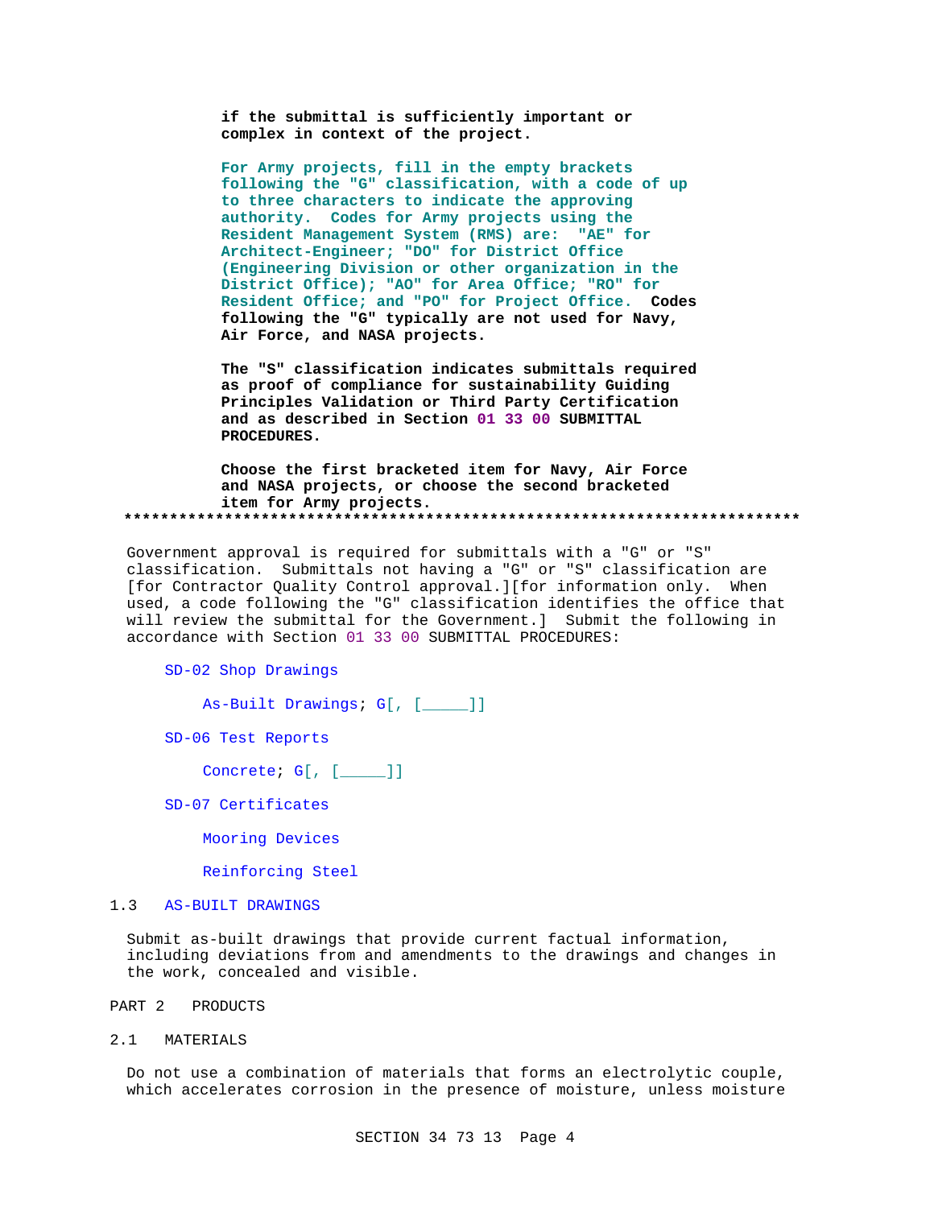**if the submittal is sufficiently important or complex in context of the project.**

**For Army projects, fill in the empty brackets following the "G" classification, with a code of up to three characters to indicate the approving authority. Codes for Army projects using the Resident Management System (RMS) are: "AE" for Architect-Engineer; "DO" for District Office (Engineering Division or other organization in the District Office); "AO" for Area Office; "RO" for Resident Office; and "PO" for Project Office. Codes following the "G" typically are not used for Navy, Air Force, and NASA projects.**

**The "S" classification indicates submittals required as proof of compliance for sustainability Guiding Principles Validation or Third Party Certification and as described in Section 01 33 00 SUBMITTAL PROCEDURES.**

**Choose the first bracketed item for Navy, Air Force and NASA projects, or choose the second bracketed item for Army projects.**

**************************************************************************

Government approval is required for submittals with a "G" or "S" classification. Submittals not having a "G" or "S" classification are [for Contractor Quality Control approval.][for information only. When used, a code following the "G" classification identifies the office that will review the submittal for the Government.] Submit the following in accordance with Section 01 33 00 SUBMITTAL PROCEDURES:

SD-02 Shop Drawings

As-Built Drawings; G[, [_____]]

SD-06 Test Reports

Concrete; G[, [_____]]

SD-07 Certificates

Mooring Devices

Reinforcing Steel

1.3 AS-BUILT DRAWINGS

Submit as-built drawings that provide current factual information, including deviations from and amendments to the drawings and changes in the work, concealed and visible.

PART 2 PRODUCTS

2.1 MATERIALS

Do not use a combination of materials that forms an electrolytic couple, which accelerates corrosion in the presence of moisture, unless moisture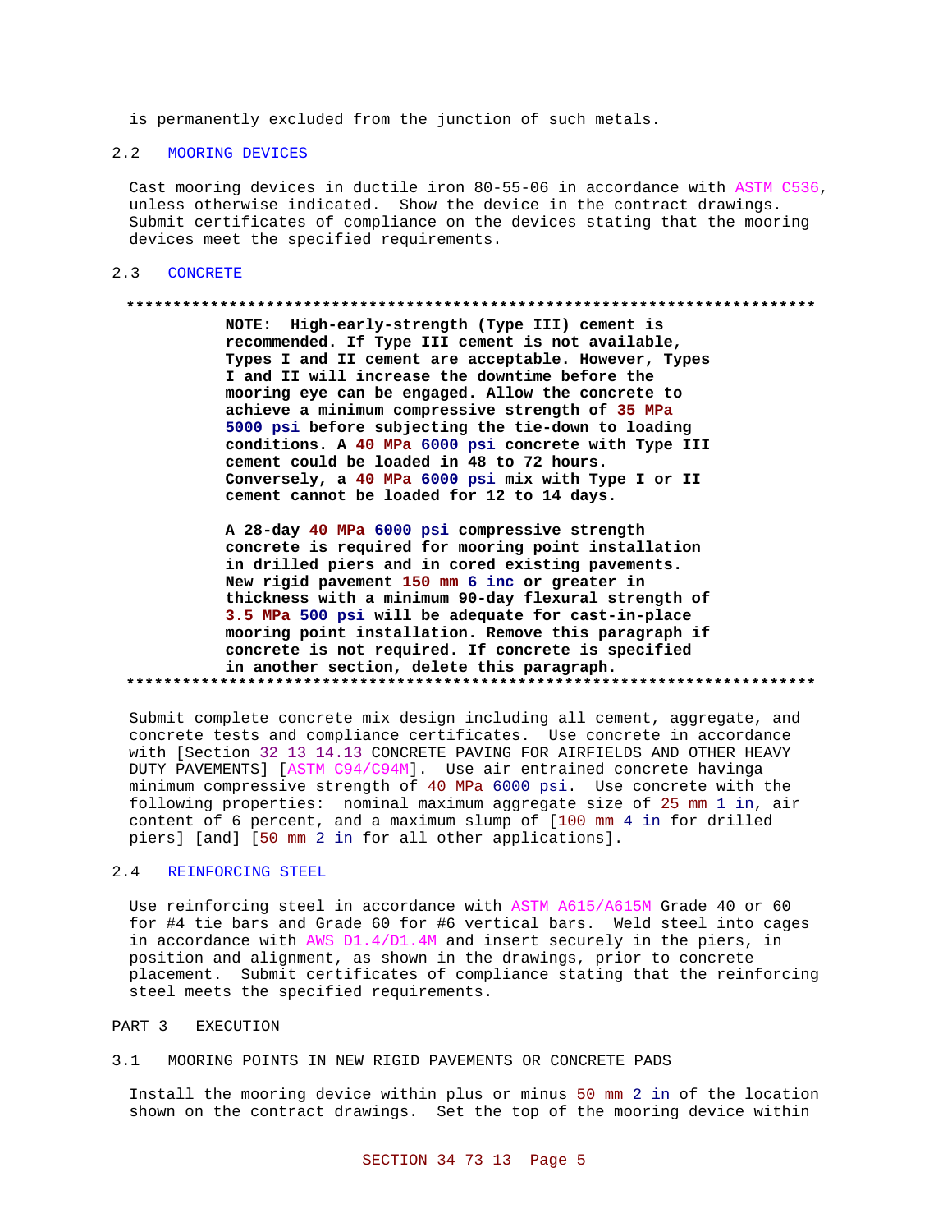is permanently excluded from the junction of such metals.

## 2.2 MOORING DEVICES

Cast mooring devices in ductile iron 80-55-06 in accordance with ASTM C536, unless otherwise indicated. Show the device in the contract drawings. Submit certificates of compliance on the devices stating that the mooring devices meet the specified requirements.

## 2.3 CONCRETE

**************************************************************************

**NOTE: High-early-strength (Type III) cement is recommended. If Type III cement is not available, Types I and II cement are acceptable. However, Types I and II will increase the downtime before the mooring eye can be engaged. Allow the concrete to achieve a minimum compressive strength of 35 MPa 5000 psi before subjecting the tie-down to loading conditions. A 40 MPa 6000 psi concrete with Type III cement could be loaded in 48 to 72 hours. Conversely, a 40 MPa 6000 psi mix with Type I or II cement cannot be loaded for 12 to 14 days.**

**A 28-day 40 MPa 6000 psi compressive strength concrete is required for mooring point installation in drilled piers and in cored existing pavements. New rigid pavement 150 mm 6 inc or greater in thickness with a minimum 90-day flexural strength of 3.5 MPa 500 psi will be adequate for cast-in-place mooring point installation. Remove this paragraph if concrete is not required. If concrete is specified in another section, delete this paragraph.**

**************************************************************************

Submit complete concrete mix design including all cement, aggregate, and concrete tests and compliance certificates. Use concrete in accordance with [Section 32 13 14.13 CONCRETE PAVING FOR AIRFIELDS AND OTHER HEAVY DUTY PAVEMENTS] [ASTM C94/C94M]. Use air entrained concrete havinga minimum compressive strength of 40 MPa 6000 psi. Use concrete with the following properties: nominal maximum aggregate size of 25 mm 1 in, air content of 6 percent, and a maximum slump of [100 mm 4 in for drilled piers] [and] [50 mm 2 in for all other applications].

## 2.4 REINFORCING STEEL

Use reinforcing steel in accordance with ASTM A615/A615M Grade 40 or 60 for #4 tie bars and Grade 60 for #6 vertical bars. Weld steel into cages in accordance with AWS D1.4/D1.4M and insert securely in the piers, in position and alignment, as shown in the drawings, prior to concrete placement. Submit certificates of compliance stating that the reinforcing steel meets the specified requirements.

# PART 3 EXECUTION

## 3.1 MOORING POINTS IN NEW RIGID PAVEMENTS OR CONCRETE PADS

Install the mooring device within plus or minus 50 mm 2 in of the location shown on the contract drawings. Set the top of the mooring device within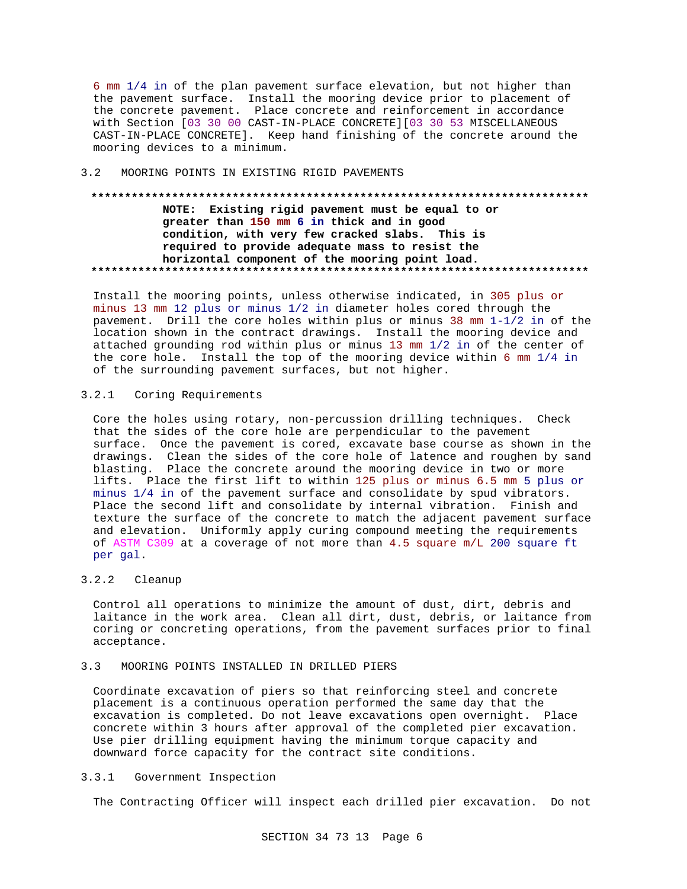6 mm 1/4 in of the plan pavement surface elevation, but not higher than the pavement surface. Install the mooring device prior to placement of the concrete pavement. Place concrete and reinforcement in accordance with Section [03 30 00 CAST-IN-PLACE CONCRETE][03 30 53 MISCELLANEOUS CAST-IN-PLACE CONCRETE]. Keep hand finishing of the concrete around the mooring devices to a minimum.

## 3.2 MOORING POINTS IN EXISTING RIGID PAVEMENTS

**************************************************************************

**NOTE: Existing rigid pavement must be equal to or greater than 150 mm 6 in thick and in good condition, with very few cracked slabs. This is required to provide adequate mass to resist the horizontal component of the mooring point load.**

**************************************************************************

Install the mooring points, unless otherwise indicated, in 305 plus or minus 13 mm 12 plus or minus 1/2 in diameter holes cored through the pavement. Drill the core holes within plus or minus 38 mm 1-1/2 in of the location shown in the contract drawings. Install the mooring device and attached grounding rod within plus or minus 13 mm 1/2 in of the center of the core hole. Install the top of the mooring device within 6 mm 1/4 in of the surrounding pavement surfaces, but not higher.

### 3.2.1 Coring Requirements

Core the holes using rotary, non-percussion drilling techniques. Check that the sides of the core hole are perpendicular to the pavement surface. Once the pavement is cored, excavate base course as shown in the drawings. Clean the sides of the core hole of latence and roughen by sand blasting. Place the concrete around the mooring device in two or more lifts. Place the first lift to within 125 plus or minus 6.5 mm 5 plus or minus 1/4 in of the pavement surface and consolidate by spud vibrators. Place the second lift and consolidate by internal vibration. Finish and texture the surface of the concrete to match the adjacent pavement surface and elevation. Uniformly apply curing compound meeting the requirements of ASTM C309 at a coverage of not more than 4.5 square m/L 200 square ft per gal.

### 3.2.2 Cleanup

Control all operations to minimize the amount of dust, dirt, debris and laitance in the work area. Clean all dirt, dust, debris, or laitance from coring or concreting operations, from the pavement surfaces prior to final acceptance.

## 3.3 MOORING POINTS INSTALLED IN DRILLED PIERS

Coordinate excavation of piers so that reinforcing steel and concrete placement is a continuous operation performed the same day that the excavation is completed. Do not leave excavations open overnight. Place concrete within 3 hours after approval of the completed pier excavation. Use pier drilling equipment having the minimum torque capacity and downward force capacity for the contract site conditions.

### 3.3.1 Government Inspection

The Contracting Officer will inspect each drilled pier excavation. Do not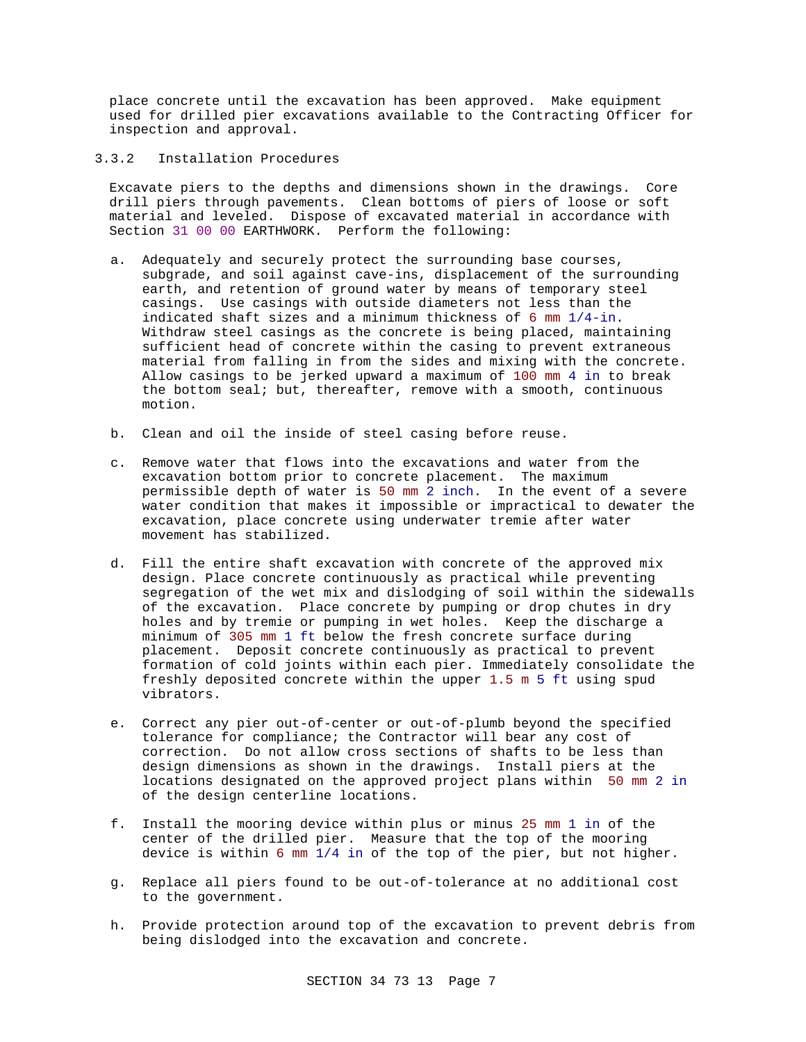place concrete until the excavation has been approved. Make equipment used for drilled pier excavations available to the Contracting Officer for inspection and approval.

### 3.3.2 Installation Procedures

Excavate piers to the depths and dimensions shown in the drawings. Core drill piers through pavements. Clean bottoms of piers of loose or soft material and leveled. Dispose of excavated material in accordance with Section 31 00 00 EARTHWORK. Perform the following:

a. Adequately and securely protect the surrounding base courses, subgrade, and soil against cave-ins, displacement of the surrounding earth, and retention of ground water by means of temporary steel casings. Use casings with outside diameters not less than the indicated shaft sizes and a minimum thickness of 6 mm 1/4-in. Withdraw steel casings as the concrete is being placed, maintaining sufficient head of concrete within the casing to prevent extraneous material from falling in from the sides and mixing with the concrete. Allow casings to be jerked upward a maximum of 100 mm 4 in to break the bottom seal; but, thereafter, remove with a smooth, continuous motion.

b. Clean and oil the inside of steel casing before reuse.

c. Remove water that flows into the excavations and water from the excavation bottom prior to concrete placement. The maximum permissible depth of water is 50 mm 2 inch. In the event of a severe water condition that makes it impossible or impractical to dewater the excavation, place concrete using underwater tremie after water movement has stabilized.

d. Fill the entire shaft excavation with concrete of the approved mix design. Place concrete continuously as practical while preventing segregation of the wet mix and dislodging of soil within the sidewalls of the excavation. Place concrete by pumping or drop chutes in dry holes and by tremie or pumping in wet holes. Keep the discharge a minimum of 305 mm 1 ft below the fresh concrete surface during placement. Deposit concrete continuously as practical to prevent formation of cold joints within each pier. Immediately consolidate the freshly deposited concrete within the upper 1.5 m 5 ft using spud vibrators.

e. Correct any pier out-of-center or out-of-plumb beyond the specified tolerance for compliance; the Contractor will bear any cost of correction. Do not allow cross sections of shafts to be less than design dimensions as shown in the drawings. Install piers at the locations designated on the approved project plans within 50 mm 2 in of the design centerline locations.

f. Install the mooring device within plus or minus 25 mm 1 in of the center of the drilled pier. Measure that the top of the mooring device is within 6 mm 1/4 in of the top of the pier, but not higher.

g. Replace all piers found to be out-of-tolerance at no additional cost to the government.

h. Provide protection around top of the excavation to prevent debris from being dislodged into the excavation and concrete.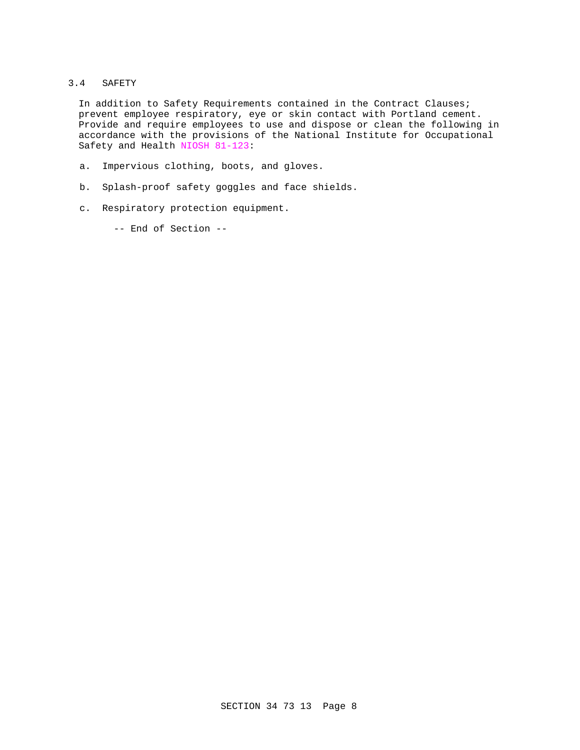## 3.4 SAFETY

In addition to Safety Requirements contained in the Contract Clauses; prevent employee respiratory, eye or skin contact with Portland cement. Provide and require employees to use and dispose or clean the following in accordance with the provisions of the National Institute for Occupational Safety and Health NIOSH 81-123:

a. Impervious clothing, boots, and gloves.

b. Splash-proof safety goggles and face shields.

c. Respiratory protection equipment.

-- End of Section --